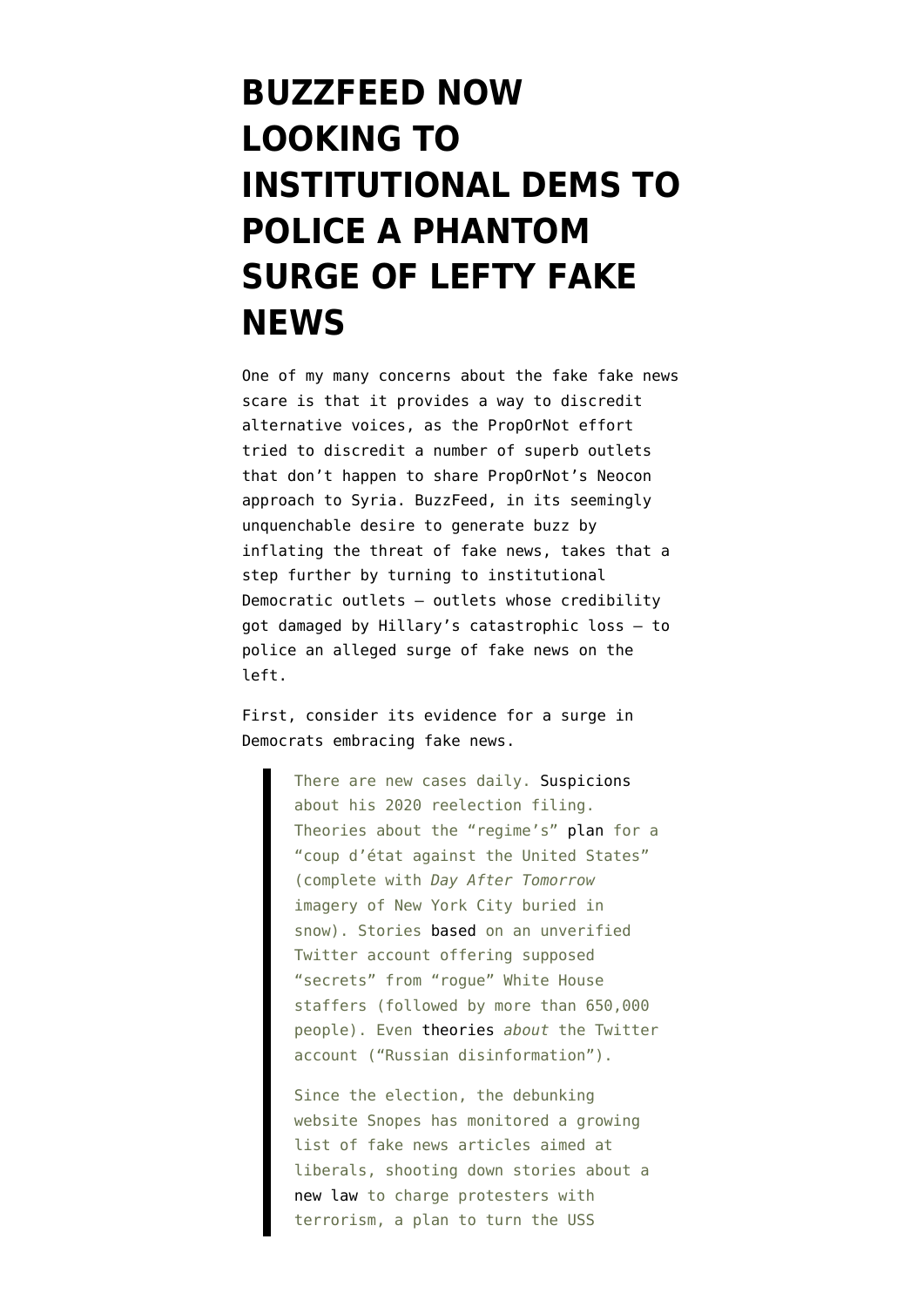# BUZZFEED NOW LOOKING TO INSTITUTIONAL DEMS TO POLICE A PHANTOM SURGE OF LEFTY FAKE NEWS

One of my many concerns about the fake fake news scare is that it provides a way to discredit alternative voices, as the PropOrNot effort tried to discredit a number of superb outlets that don't happen to share PropOrNot's Neocon approach to Syria. BuzzFeed, in its seemingly unquenchable desire to generate buzz by inflating the threat of fake news, takes that a step further by turning to institutional Democratic outlets — outlets whose credibility got damaged by Hillary's catastrophic loss — to police an alleged surge of fake news on the left.

First, consider its evidence for a surge in Democrats embracing fake news.

> There are new cases daily. Suspicions about his 2020 reelection filing. Theories about the "regime's" plan for a "coup d'état against the United States" (complete with *Day After Tomorrow* imagery of New York City buried in snow). Stories based on an unverified Twitter account offering supposed "secrets" from "rogue" White House staffers (followed by more than 650,000 people). Even theories *about* the Twitter account ("Russian disinformation").
>
> Since the election, the debunking website Snopes has monitored a growing list of fake news articles aimed at liberals, shooting down stories about a new law to charge protesters with terrorism, a plan to turn the USS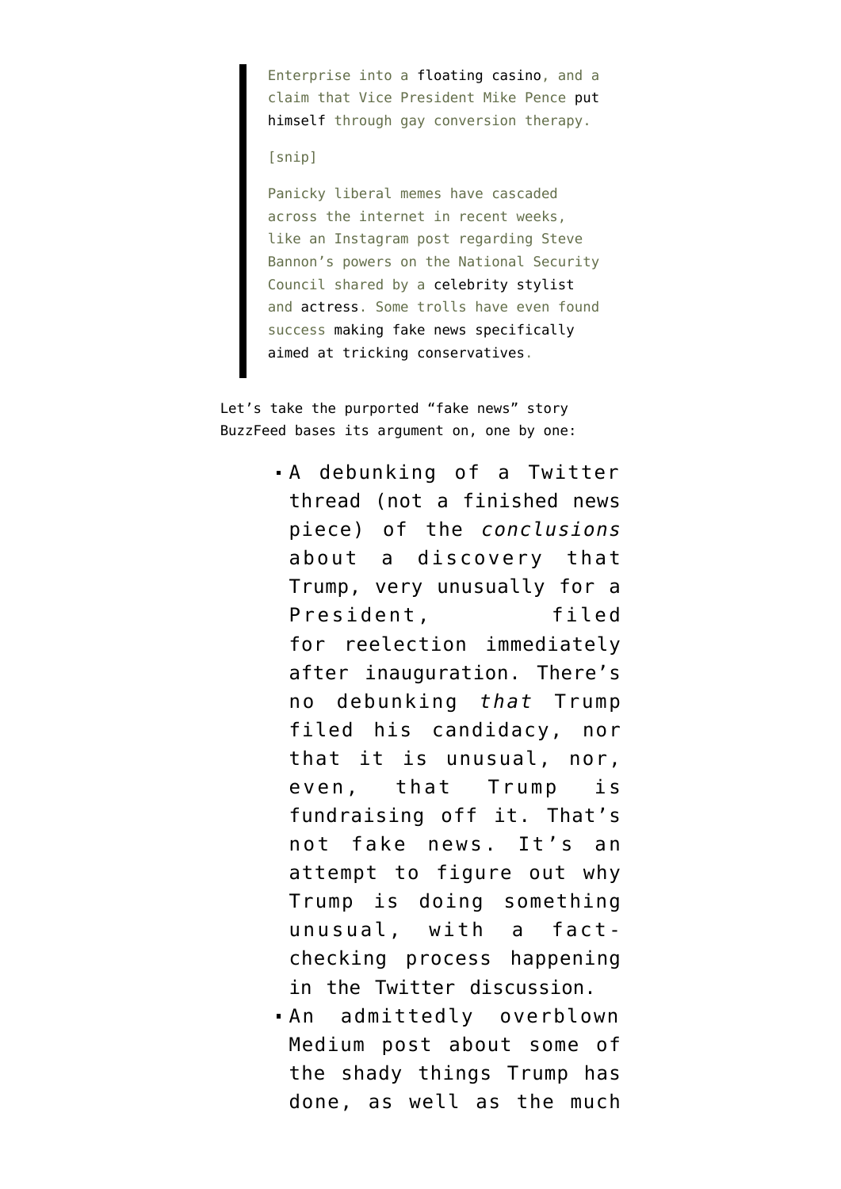> Enterprise into a floating casino, and a claim that Vice President Mike Pence put himself through gay conversion therapy.
>
> [snip]
>
> Panicky liberal memes have cascaded across the internet in recent weeks, like an Instagram post regarding Steve Bannon's powers on the National Security Council shared by a celebrity stylist and actress. Some trolls have even found success making fake news specifically aimed at tricking conservatives.

Let's take the purported "fake news" story BuzzFeed bases its argument on, one by one:

- A debunking of a Twitter thread (not a finished news piece) of the *conclusions* about a discovery that Trump, very unusually for a President, filed for reelection immediately after inauguration. There's no debunking *that* Trump filed his candidacy, nor that it is unusual, nor, even, that Trump is fundraising off it. That's not fake news. It's an attempt to figure out why Trump is doing something unusual, with a fact-checking process happening in the Twitter discussion.
- An admittedly overblown Medium post about some of the shady things Trump has done, as well as the much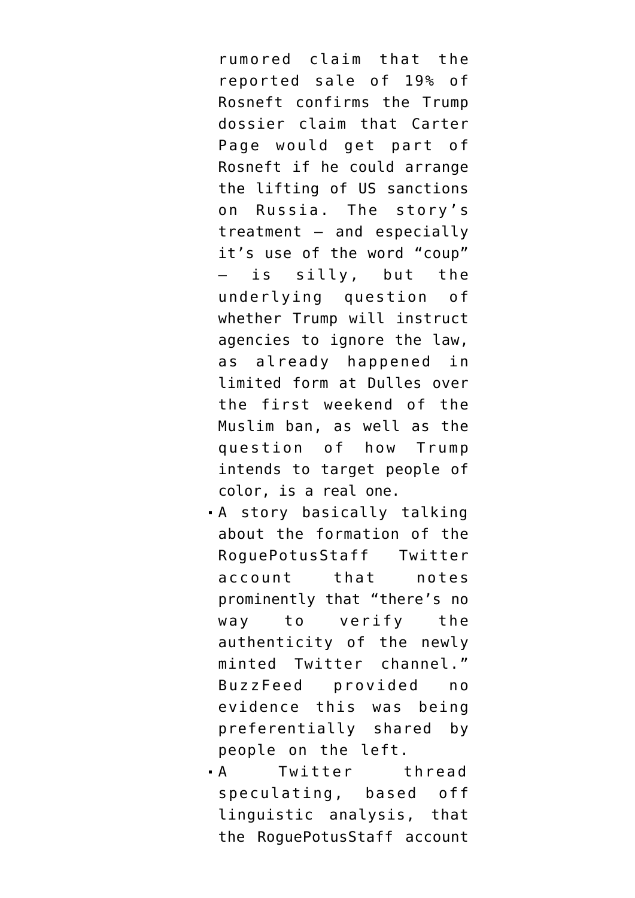rumored claim that the reported sale of 19% of Rosneft confirms the Trump dossier claim that Carter Page would get part of Rosneft if he could arrange the lifting of US sanctions on Russia. The story's treatment — and especially it's use of the word "coup" — is silly, but the underlying question of whether Trump will instruct agencies to ignore the law, as already happened in limited form at Dulles over the first weekend of the Muslim ban, as well as the question of how Trump intends to target people of color, is a real one.

- A story basically talking about the formation of the RoguePotusStaff Twitter account that notes prominently that "there's no way to verify the authenticity of the newly minted Twitter channel." BuzzFeed provided no evidence this was being preferentially shared by people on the left.
- A Twitter thread speculating, based off linguistic analysis, that the RoguePotusStaff account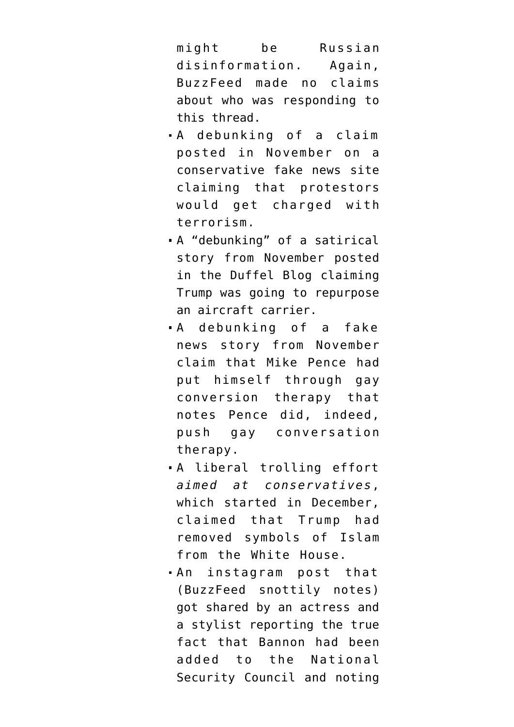might be Russian disinformation. Again, BuzzFeed made no claims about who was responding to this thread.

- A debunking of a claim posted in November on a conservative fake news site claiming that protestors would get charged with terrorism.
- A "debunking" of a satirical story from November posted in the Duffel Blog claiming Trump was going to repurpose an aircraft carrier.
- A debunking of a fake news story from November claim that Mike Pence had put himself through gay conversion therapy that notes Pence did, indeed, push gay conversation therapy.
- A liberal trolling effort *aimed at conservatives*, which started in December, claimed that Trump had removed symbols of Islam from the White House.
- An instagram post that (BuzzFeed snottily notes) got shared by an actress and a stylist reporting the true fact that Bannon had been added to the National Security Council and noting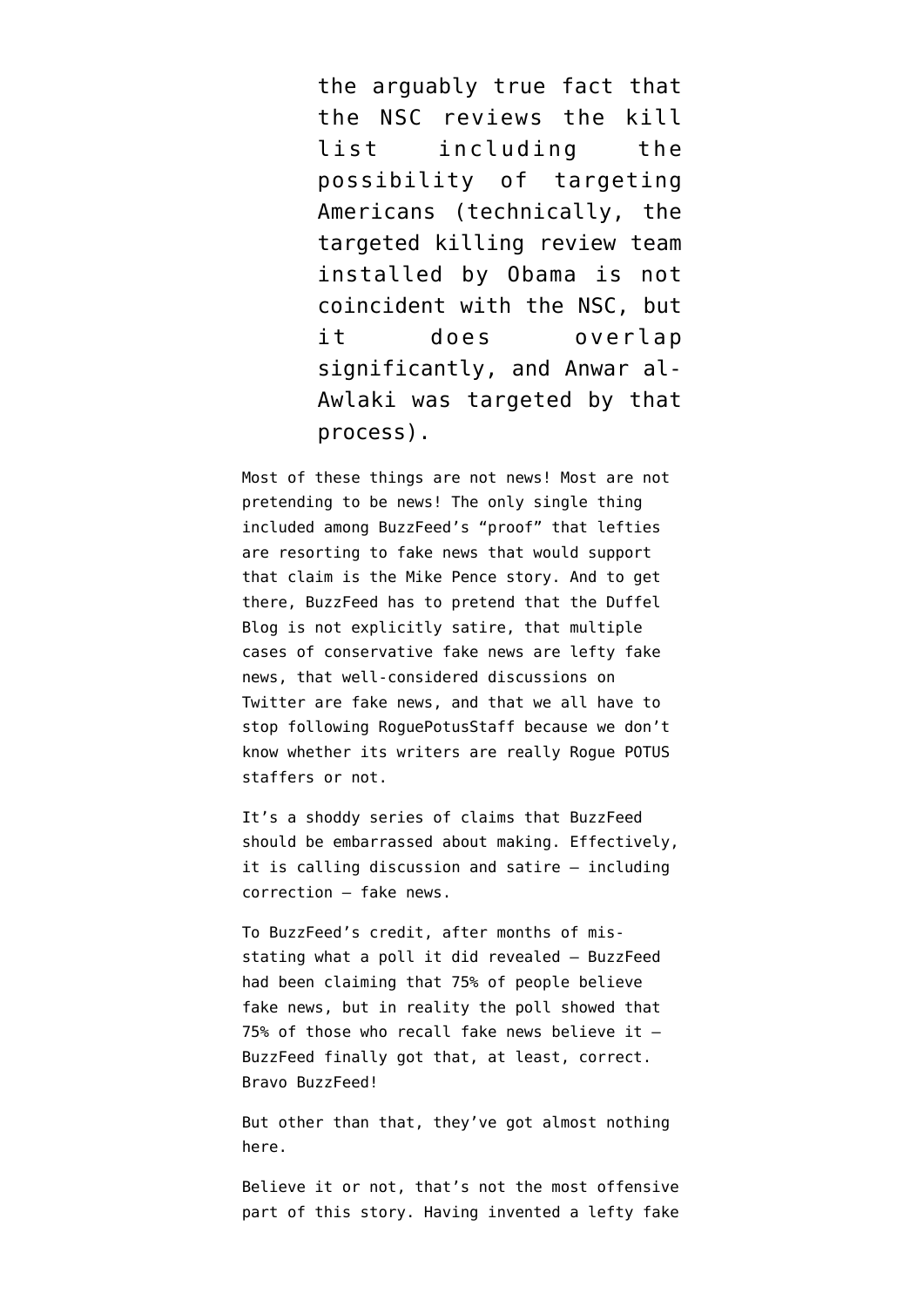> the arguably true fact that the NSC reviews the kill list including the possibility of targeting Americans (technically, the targeted killing review team installed by Obama is not coincident with the NSC, but it does overlap significantly, and Anwar al-Awlaki was targeted by that process).

Most of these things are not news! Most are not pretending to be news! The only single thing included among BuzzFeed's "proof" that lefties are resorting to fake news that would support that claim is the Mike Pence story. And to get there, BuzzFeed has to pretend that the Duffel Blog is not explicitly satire, that multiple cases of conservative fake news are lefty fake news, that well-considered discussions on Twitter are fake news, and that we all have to stop following RoguePotusStaff because we don't know whether its writers are really Rogue POTUS staffers or not.

It's a shoddy series of claims that BuzzFeed should be embarrassed about making. Effectively, it is calling discussion and satire — including correction — fake news.

To BuzzFeed's credit, after months of mis-stating what a poll it did revealed — BuzzFeed had been claiming that 75% of people believe fake news, but in reality the poll showed that 75% of those who recall fake news believe it — BuzzFeed finally got that, at least, correct. Bravo BuzzFeed!

But other than that, they've got almost nothing here.

Believe it or not, that's not the most offensive part of this story. Having invented a lefty fake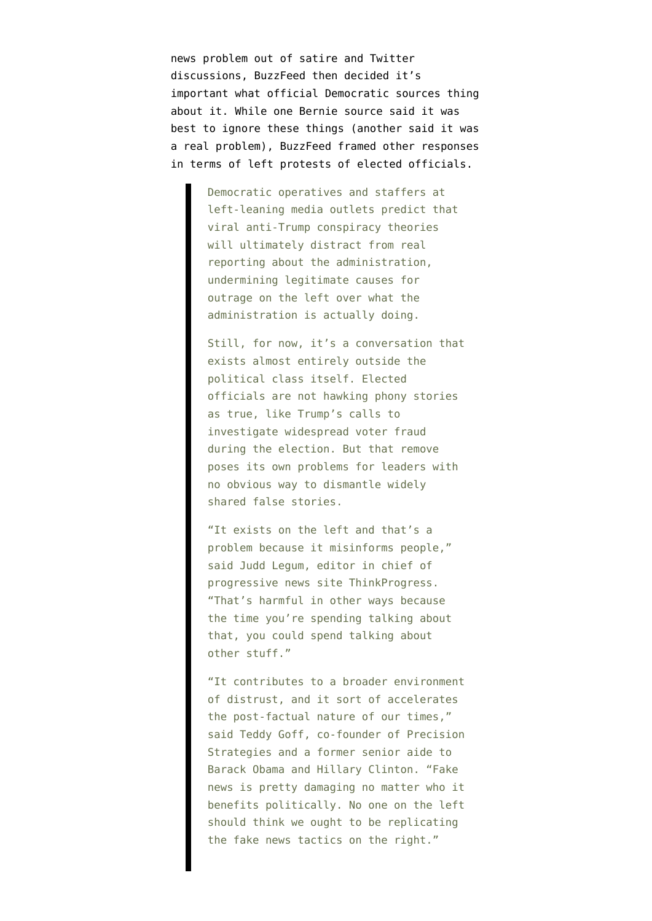news problem out of satire and Twitter discussions, BuzzFeed then decided it's important what official Democratic sources thing about it. While one Bernie source said it was best to ignore these things (another said it was a real problem), BuzzFeed framed other responses in terms of left protests of elected officials.

> Democratic operatives and staffers at left-leaning media outlets predict that viral anti-Trump conspiracy theories will ultimately distract from real reporting about the administration, undermining legitimate causes for outrage on the left over what the administration is actually doing.
>
> Still, for now, it's a conversation that exists almost entirely outside the political class itself. Elected officials are not hawking phony stories as true, like Trump's calls to investigate widespread voter fraud during the election. But that remove poses its own problems for leaders with no obvious way to dismantle widely shared false stories.
>
> "It exists on the left and that's a problem because it misinforms people," said Judd Legum, editor in chief of progressive news site ThinkProgress. "That's harmful in other ways because the time you're spending talking about that, you could spend talking about other stuff."
>
> "It contributes to a broader environment of distrust, and it sort of accelerates the post-factual nature of our times," said Teddy Goff, co-founder of Precision Strategies and a former senior aide to Barack Obama and Hillary Clinton. "Fake news is pretty damaging no matter who it benefits politically. No one on the left should think we ought to be replicating the fake news tactics on the right."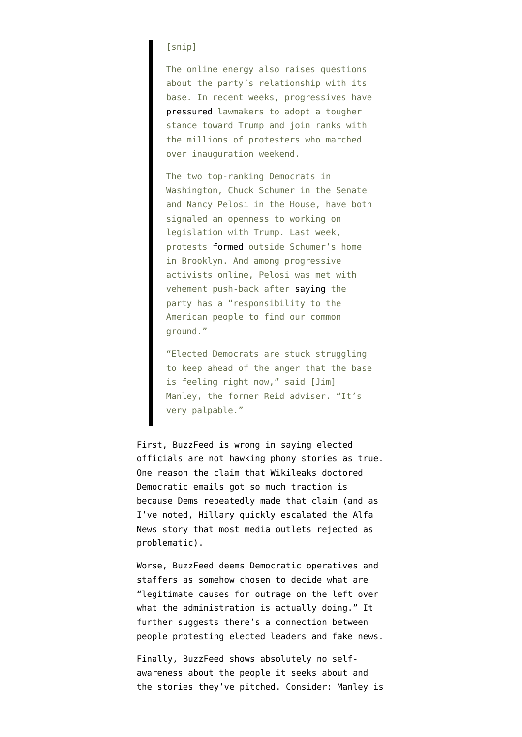> [snip]
>
> The online energy also raises questions about the party's relationship with its base. In recent weeks, progressives have pressured lawmakers to adopt a tougher stance toward Trump and join ranks with the millions of protesters who marched over inauguration weekend.
>
> The two top-ranking Democrats in Washington, Chuck Schumer in the Senate and Nancy Pelosi in the House, have both signaled an openness to working on legislation with Trump. Last week, protests formed outside Schumer's home in Brooklyn. And among progressive activists online, Pelosi was met with vehement push-back after saying the party has a "responsibility to the American people to find our common ground."
>
> "Elected Democrats are stuck struggling to keep ahead of the anger that the base is feeling right now," said [Jim] Manley, the former Reid adviser. "It's very palpable."

First, BuzzFeed is wrong in saying elected officials are not hawking phony stories as true. One reason the claim that Wikileaks doctored Democratic emails got so much traction is because Dems repeatedly made that claim (and as I've noted, Hillary quickly escalated the Alfa News story that most media outlets rejected as problematic).

Worse, BuzzFeed deems Democratic operatives and staffers as somehow chosen to decide what are "legitimate causes for outrage on the left over what the administration is actually doing." It further suggests there's a connection between people protesting elected leaders and fake news.

Finally, BuzzFeed shows absolutely no self-awareness about the people it seeks about and the stories they've pitched. Consider: Manley is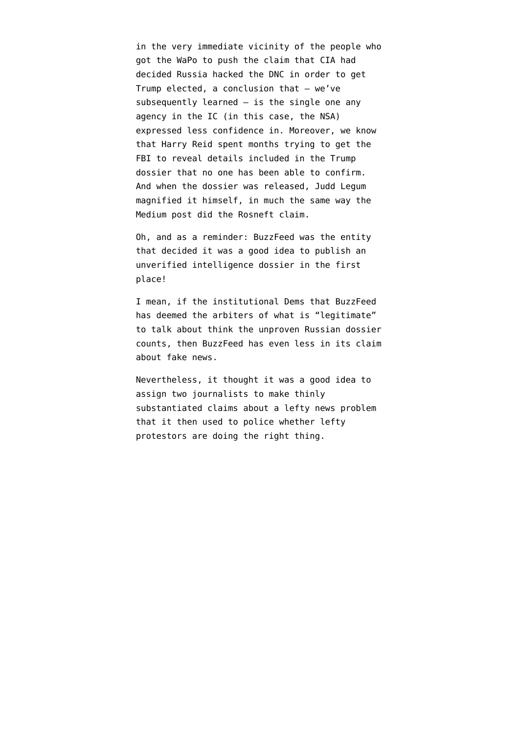in the very immediate vicinity of the people who got the WaPo to push the claim that CIA had decided Russia hacked the DNC in order to get Trump elected, a conclusion that — we've subsequently learned — is the single one any agency in the IC (in this case, the NSA) expressed less confidence in. Moreover, we know that Harry Reid spent months trying to get the FBI to reveal details included in the Trump dossier that no one has been able to confirm. And when the dossier was released, Judd Legum magnified it himself, in much the same way the Medium post did the Rosneft claim.

Oh, and as a reminder: BuzzFeed was the entity that decided it was a good idea to publish an unverified intelligence dossier in the first place!

I mean, if the institutional Dems that BuzzFeed has deemed the arbiters of what is "legitimate" to talk about think the unproven Russian dossier counts, then BuzzFeed has even less in its claim about fake news.

Nevertheless, it thought it was a good idea to assign two journalists to make thinly substantiated claims about a lefty news problem that it then used to police whether lefty protestors are doing the right thing.